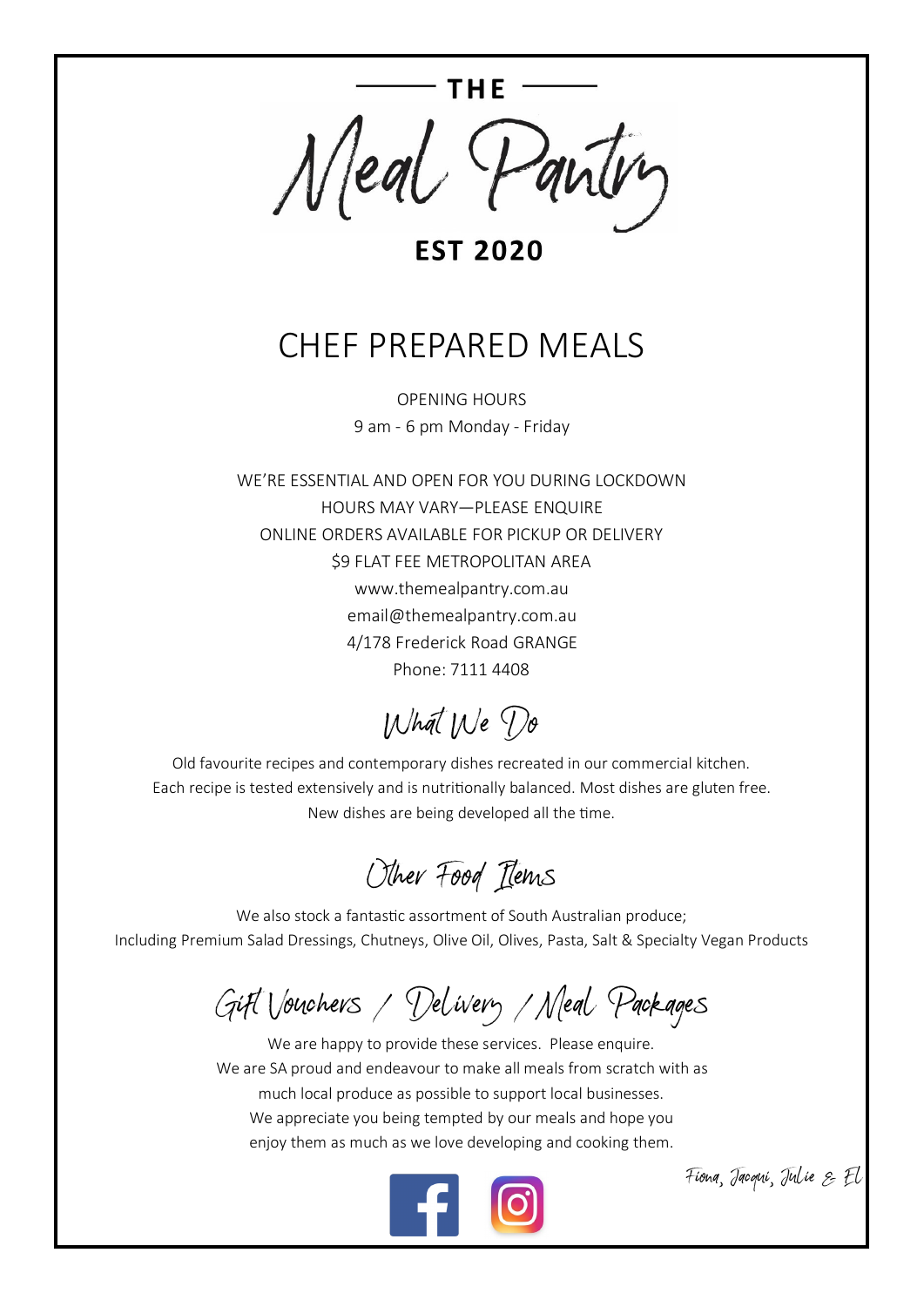# THE Meal Pantry

**EST 2020**

## CHEF PREPARED MEALS

OPENING HOURS
9 am - 6 pm Monday - Friday

WE'RE ESSENTIAL AND OPEN FOR YOU DURING LOCKDOWN
HOURS MAY VARY—PLEASE ENQUIRE
ONLINE ORDERS AVAILABLE FOR PICKUP OR DELIVERY
$9 FLAT FEE METROPOLITAN AREA
www.themealpantry.com.au
email@themealpantry.com.au
4/178 Frederick Road GRANGE
Phone: 7111 4408

## What We Do

Old favourite recipes and contemporary dishes recreated in our commercial kitchen.
Each recipe is tested extensively and is nutritionally balanced. Most dishes are gluten free.
New dishes are being developed all the time.

## Other Food Items

We also stock a fantastic assortment of South Australian produce;
Including Premium Salad Dressings, Chutneys, Olive Oil, Olives, Pasta, Salt & Specialty Vegan Products

## Gift Vouchers / Delivery / Meal Packages

We are happy to provide these services. Please enquire.
We are SA proud and endeavour to make all meals from scratch with as much local produce as possible to support local businesses.
We appreciate you being tempted by our meals and hope you enjoy them as much as we love developing and cooking them.

*Fiona, Jacqui, Julie & El*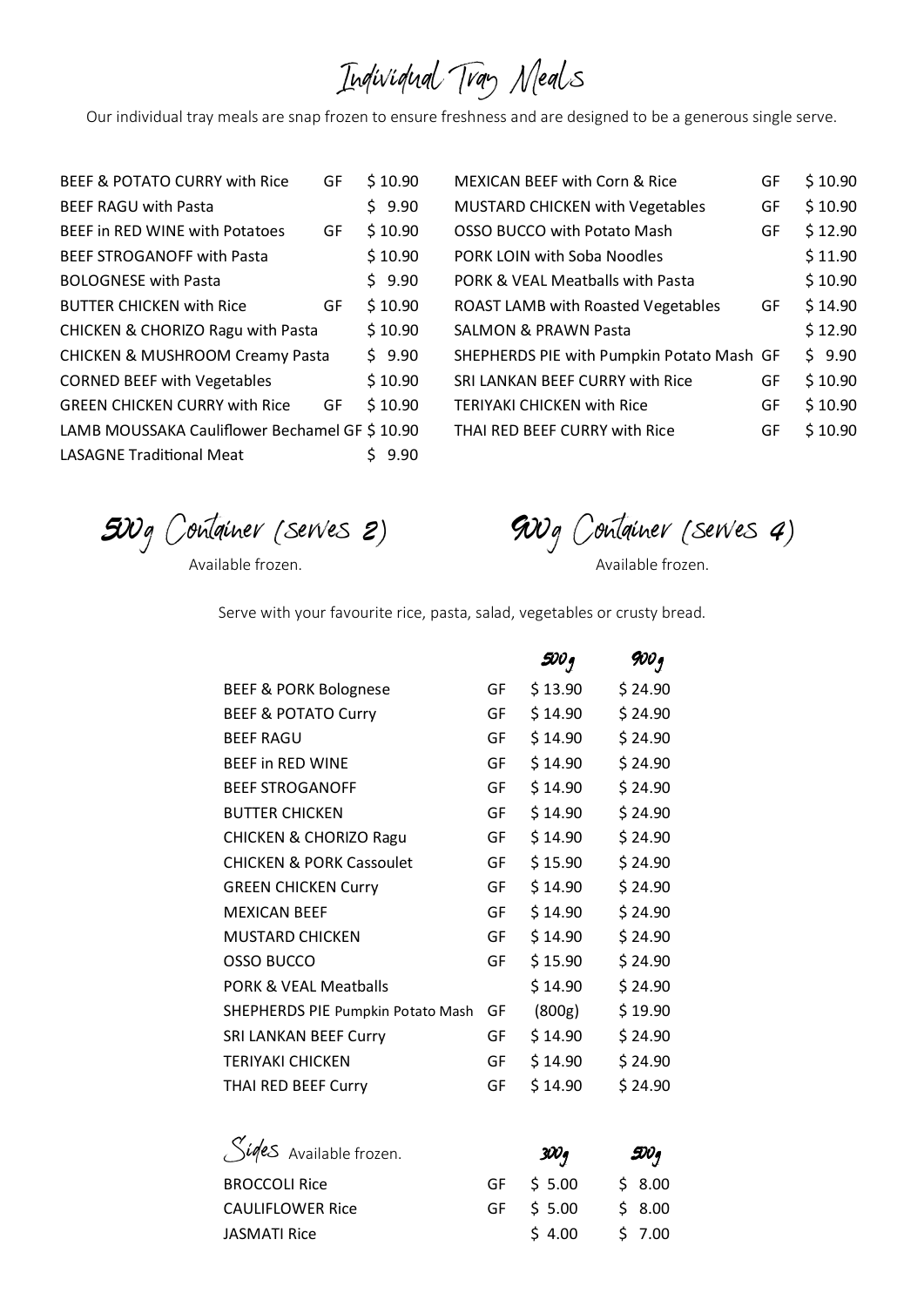# Individual Tray Meals

Our individual tray meals are snap frozen to ensure freshness and are designed to be a generous single serve.

| Meal | GF | Price |
|---|---|---|
| BEEF & POTATO CURRY with Rice | GF | $ 10.90 |
| BEEF RAGU with Pasta | | $ 9.90 |
| BEEF in RED WINE with Potatoes | GF | $ 10.90 |
| BEEF STROGANOFF with Pasta | | $ 10.90 |
| BOLOGNESE with Pasta | | $ 9.90 |
| BUTTER CHICKEN with Rice | GF | $ 10.90 |
| CHICKEN & CHORIZO Ragu with Pasta | | $ 10.90 |
| CHICKEN & MUSHROOM Creamy Pasta | | $ 9.90 |
| CORNED BEEF with Vegetables | | $ 10.90 |
| GREEN CHICKEN CURRY with Rice | GF | $ 10.90 |
| LAMB MOUSSAKA Cauliflower Bechamel | GF | $ 10.90 |
| LASAGNE Traditional Meat | | $ 9.90 |
| MEXICAN BEEF with Corn & Rice | GF | $ 10.90 |
| MUSTARD CHICKEN with Vegetables | GF | $ 10.90 |
| OSSO BUCCO with Potato Mash | GF | $ 12.90 |
| PORK LOIN with Soba Noodles | | $ 11.90 |
| PORK & VEAL Meatballs with Pasta | | $ 10.90 |
| ROAST LAMB with Roasted Vegetables | GF | $ 14.90 |
| SALMON & PRAWN Pasta | | $ 12.90 |
| SHEPHERDS PIE with Pumpkin Potato Mash | GF | $ 9.90 |
| SRI LANKAN BEEF CURRY with Rice | GF | $ 10.90 |
| TERIYAKI CHICKEN with Rice | GF | $ 10.90 |
| THAI RED BEEF CURRY with Rice | GF | $ 10.90 |

## 500g Container (serves 2)

Available frozen.

## 900g Container (serves 4)

Available frozen.

Serve with your favourite rice, pasta, salad, vegetables or crusty bread.

| | | 500g | 900g |
|---|---|---|---|
| BEEF & PORK Bolognese | GF | $ 13.90 | $ 24.90 |
| BEEF & POTATO Curry | GF | $ 14.90 | $ 24.90 |
| BEEF RAGU | GF | $ 14.90 | $ 24.90 |
| BEEF in RED WINE | GF | $ 14.90 | $ 24.90 |
| BEEF STROGANOFF | GF | $ 14.90 | $ 24.90 |
| BUTTER CHICKEN | GF | $ 14.90 | $ 24.90 |
| CHICKEN & CHORIZO Ragu | GF | $ 14.90 | $ 24.90 |
| CHICKEN & PORK Cassoulet | GF | $ 15.90 | $ 24.90 |
| GREEN CHICKEN Curry | GF | $ 14.90 | $ 24.90 |
| MEXICAN BEEF | GF | $ 14.90 | $ 24.90 |
| MUSTARD CHICKEN | GF | $ 14.90 | $ 24.90 |
| OSSO BUCCO | GF | $ 15.90 | $ 24.90 |
| PORK & VEAL Meatballs | | $ 14.90 | $ 24.90 |
| SHEPHERDS PIE Pumpkin Potato Mash | GF | (800g) | $ 19.90 |
| SRI LANKAN BEEF Curry | GF | $ 14.90 | $ 24.90 |
| TERIYAKI CHICKEN | GF | $ 14.90 | $ 24.90 |
| THAI RED BEEF Curry | GF | $ 14.90 | $ 24.90 |

## Sides

Available frozen.

| | | 300g | 500g |
|---|---|---|---|
| BROCCOLI Rice | GF | $ 5.00 | $ 8.00 |
| CAULIFLOWER Rice | GF | $ 5.00 | $ 8.00 |
| JASMATI Rice | | $ 4.00 | $ 7.00 |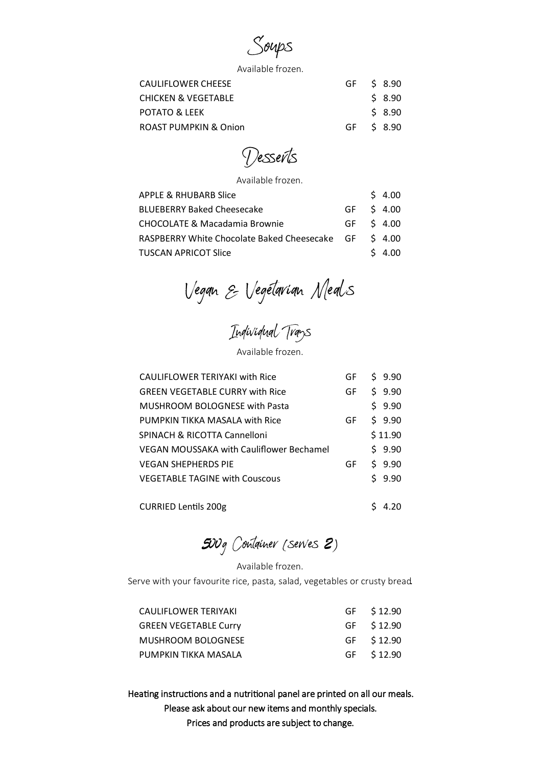## Soups

Available frozen.

| | | |
|---|---|---|
| CAULIFLOWER CHEESE | GF | $ 8.90 |
| CHICKEN & VEGETABLE | | $ 8.90 |
| POTATO & LEEK | | $ 8.90 |
| ROAST PUMPKIN & Onion | GF | $ 8.90 |

## Desserts

Available frozen.

| | | |
|---|---|---|
| APPLE & RHUBARB Slice | | $ 4.00 |
| BLUEBERRY Baked Cheesecake | GF | $ 4.00 |
| CHOCOLATE & Macadamia Brownie | GF | $ 4.00 |
| RASPBERRY White Chocolate Baked Cheesecake | GF | $ 4.00 |
| TUSCAN APRICOT Slice | | $ 4.00 |

# Vegan & Vegetarian Meals

## Individual Trays

Available frozen.

| | | |
|---|---|---|
| CAULIFLOWER TERIYAKI with Rice | GF | $ 9.90 |
| GREEN VEGETABLE CURRY with Rice | GF | $ 9.90 |
| MUSHROOM BOLOGNESE with Pasta | | $ 9.90 |
| PUMPKIN TIKKA MASALA with Rice | GF | $ 9.90 |
| SPINACH & RICOTTA Cannelloni | | $ 11.90 |
| VEGAN MOUSSAKA with Cauliflower Bechamel | | $ 9.90 |
| VEGAN SHEPHERDS PIE | GF | $ 9.90 |
| VEGETABLE TAGINE with Couscous | | $ 9.90 |
| CURRIED Lentils 200g | | $ 4.20 |

## 500g Container (serves 2)

Available frozen.

Serve with your favourite rice, pasta, salad, vegetables or crusty bread.

| | | |
|---|---|---|
| CAULIFLOWER TERIYAKI | GF | $ 12.90 |
| GREEN VEGETABLE Curry | GF | $ 12.90 |
| MUSHROOM BOLOGNESE | GF | $ 12.90 |
| PUMPKIN TIKKA MASALA | GF | $ 12.90 |

Heating instructions and a nutritional panel are printed on all our meals.
Please ask about our new items and monthly specials.
Prices and products are subject to change.